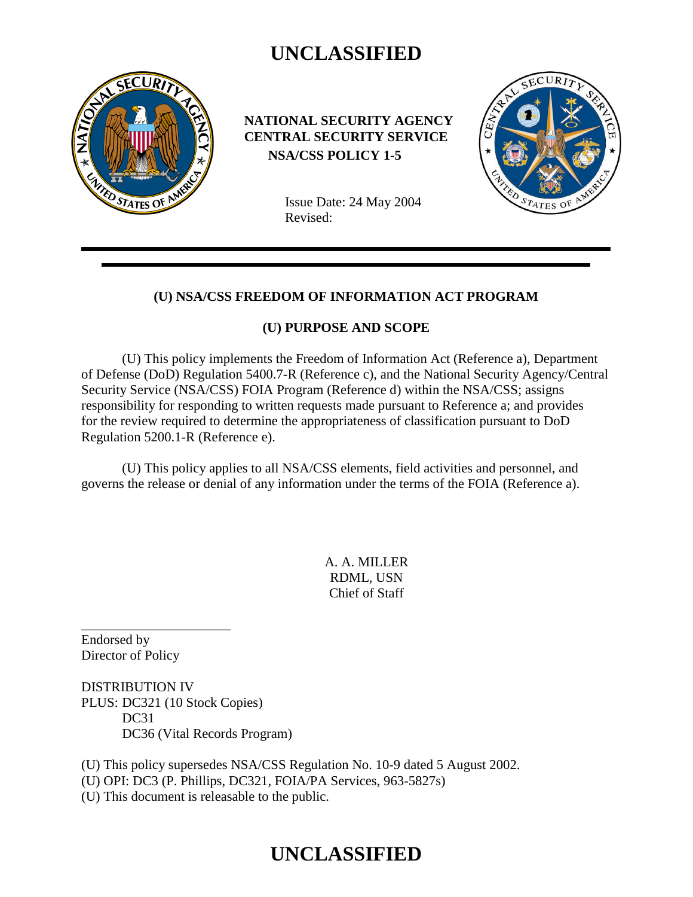UNCLASSIFIED

**NATIONAL SECURITY AGENCY**
**CENTRAL SECURITY SERVICE**
**NSA/CSS POLICY 1-5**

Issue Date: 24 May 2004
Revised:

## (U) NSA/CSS FREEDOM OF INFORMATION ACT PROGRAM

### (U) PURPOSE AND SCOPE

(U) This policy implements the Freedom of Information Act (Reference a), Department of Defense (DoD) Regulation 5400.7-R (Reference c), and the National Security Agency/Central Security Service (NSA/CSS) FOIA Program (Reference d) within the NSA/CSS; assigns responsibility for responding to written requests made pursuant to Reference a; and provides for the review required to determine the appropriateness of classification pursuant to DoD Regulation 5200.1-R (Reference e).

(U) This policy applies to all NSA/CSS elements, field activities and personnel, and governs the release or denial of any information under the terms of the FOIA (Reference a).

A. A. MILLER
RDML, USN
Chief of Staff

Endorsed by
Director of Policy

DISTRIBUTION IV
PLUS: DC321 (10 Stock Copies)
DC31
DC36 (Vital Records Program)

(U) This policy supersedes NSA/CSS Regulation No. 10-9 dated 5 August 2002.
(U) OPI: DC3 (P. Phillips, DC321, FOIA/PA Services, 963-5827s)
(U) This document is releasable to the public.

UNCLASSIFIED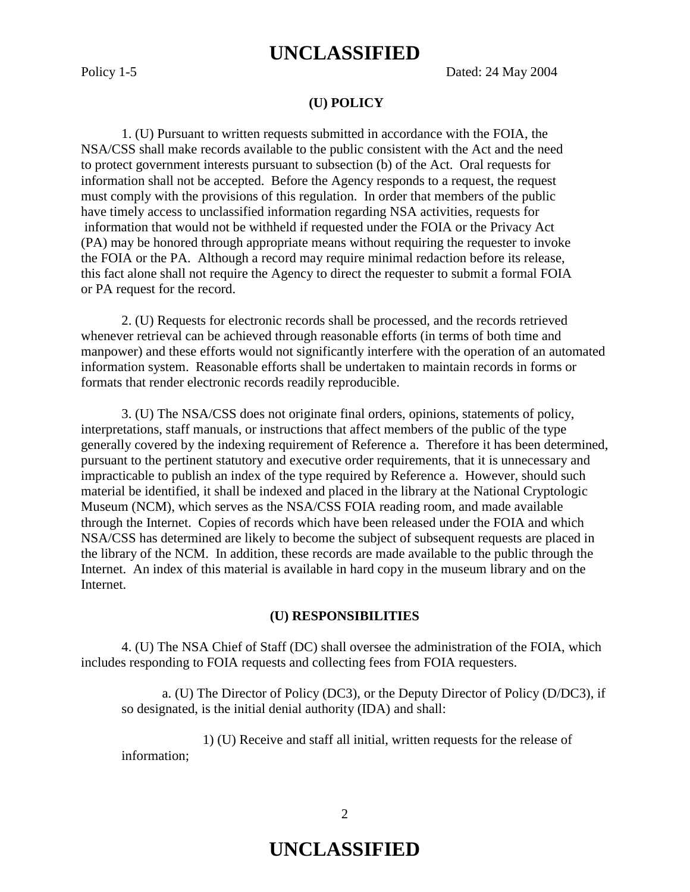## (U) POLICY

1. (U) Pursuant to written requests submitted in accordance with the FOIA, the NSA/CSS shall make records available to the public consistent with the Act and the need to protect government interests pursuant to subsection (b) of the Act. Oral requests for information shall not be accepted. Before the Agency responds to a request, the request must comply with the provisions of this regulation. In order that members of the public have timely access to unclassified information regarding NSA activities, requests for information that would not be withheld if requested under the FOIA or the Privacy Act (PA) may be honored through appropriate means without requiring the requester to invoke the FOIA or the PA. Although a record may require minimal redaction before its release, this fact alone shall not require the Agency to direct the requester to submit a formal FOIA or PA request for the record.

2. (U) Requests for electronic records shall be processed, and the records retrieved whenever retrieval can be achieved through reasonable efforts (in terms of both time and manpower) and these efforts would not significantly interfere with the operation of an automated information system. Reasonable efforts shall be undertaken to maintain records in forms or formats that render electronic records readily reproducible.

3. (U) The NSA/CSS does not originate final orders, opinions, statements of policy, interpretations, staff manuals, or instructions that affect members of the public of the type generally covered by the indexing requirement of Reference a. Therefore it has been determined, pursuant to the pertinent statutory and executive order requirements, that it is unnecessary and impracticable to publish an index of the type required by Reference a. However, should such material be identified, it shall be indexed and placed in the library at the National Cryptologic Museum (NCM), which serves as the NSA/CSS FOIA reading room, and made available through the Internet. Copies of records which have been released under the FOIA and which NSA/CSS has determined are likely to become the subject of subsequent requests are placed in the library of the NCM. In addition, these records are made available to the public through the Internet. An index of this material is available in hard copy in the museum library and on the Internet.

## (U) RESPONSIBILITIES

4. (U) The NSA Chief of Staff (DC) shall oversee the administration of the FOIA, which includes responding to FOIA requests and collecting fees from FOIA requesters.

   a. (U) The Director of Policy (DC3), or the Deputy Director of Policy (D/DC3), if so designated, is the initial denial authority (IDA) and shall:

      1) (U) Receive and staff all initial, written requests for the release of information;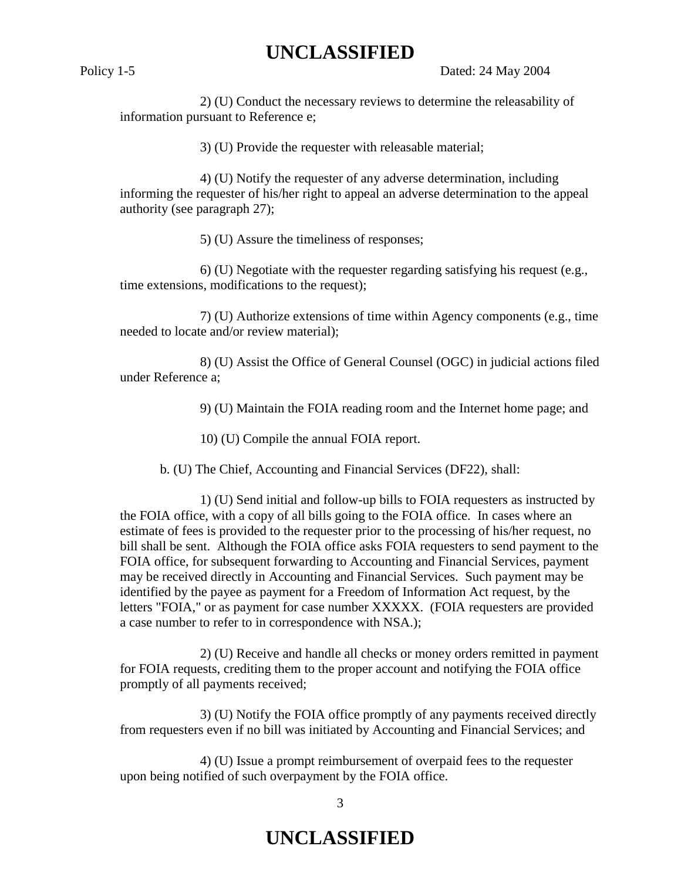2) (U) Conduct the necessary reviews to determine the releasability of information pursuant to Reference e;

3) (U) Provide the requester with releasable material;

4) (U) Notify the requester of any adverse determination, including informing the requester of his/her right to appeal an adverse determination to the appeal authority (see paragraph 27);

5) (U) Assure the timeliness of responses;

6) (U) Negotiate with the requester regarding satisfying his request (e.g., time extensions, modifications to the request);

7) (U) Authorize extensions of time within Agency components (e.g., time needed to locate and/or review material);

8) (U) Assist the Office of General Counsel (OGC) in judicial actions filed under Reference a;

9) (U) Maintain the FOIA reading room and the Internet home page; and

10) (U) Compile the annual FOIA report.

b. (U) The Chief, Accounting and Financial Services (DF22), shall:

1) (U) Send initial and follow-up bills to FOIA requesters as instructed by the FOIA office, with a copy of all bills going to the FOIA office. In cases where an estimate of fees is provided to the requester prior to the processing of his/her request, no bill shall be sent. Although the FOIA office asks FOIA requesters to send payment to the FOIA office, for subsequent forwarding to Accounting and Financial Services, payment may be received directly in Accounting and Financial Services. Such payment may be identified by the payee as payment for a Freedom of Information Act request, by the letters "FOIA," or as payment for case number XXXXX. (FOIA requesters are provided a case number to refer to in correspondence with NSA.);

2) (U) Receive and handle all checks or money orders remitted in payment for FOIA requests, crediting them to the proper account and notifying the FOIA office promptly of all payments received;

3) (U) Notify the FOIA office promptly of any payments received directly from requesters even if no bill was initiated by Accounting and Financial Services; and

4) (U) Issue a prompt reimbursement of overpaid fees to the requester upon being notified of such overpayment by the FOIA office.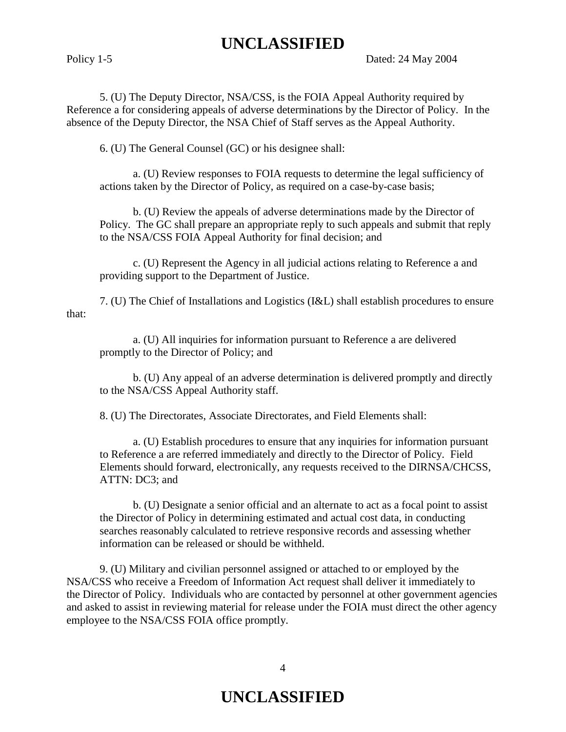5. (U) The Deputy Director, NSA/CSS, is the FOIA Appeal Authority required by Reference a for considering appeals of adverse determinations by the Director of Policy. In the absence of the Deputy Director, the NSA Chief of Staff serves as the Appeal Authority.

6. (U) The General Counsel (GC) or his designee shall:

a. (U) Review responses to FOIA requests to determine the legal sufficiency of actions taken by the Director of Policy, as required on a case-by-case basis;

b. (U) Review the appeals of adverse determinations made by the Director of Policy. The GC shall prepare an appropriate reply to such appeals and submit that reply to the NSA/CSS FOIA Appeal Authority for final decision; and

c. (U) Represent the Agency in all judicial actions relating to Reference a and providing support to the Department of Justice.

7. (U) The Chief of Installations and Logistics (I&L) shall establish procedures to ensure that:

a. (U) All inquiries for information pursuant to Reference a are delivered promptly to the Director of Policy; and

b. (U) Any appeal of an adverse determination is delivered promptly and directly to the NSA/CSS Appeal Authority staff.

8. (U) The Directorates, Associate Directorates, and Field Elements shall:

a. (U) Establish procedures to ensure that any inquiries for information pursuant to Reference a are referred immediately and directly to the Director of Policy. Field Elements should forward, electronically, any requests received to the DIRNSA/CHCSS, ATTN: DC3; and

b. (U) Designate a senior official and an alternate to act as a focal point to assist the Director of Policy in determining estimated and actual cost data, in conducting searches reasonably calculated to retrieve responsive records and assessing whether information can be released or should be withheld.

9. (U) Military and civilian personnel assigned or attached to or employed by the NSA/CSS who receive a Freedom of Information Act request shall deliver it immediately to the Director of Policy. Individuals who are contacted by personnel at other government agencies and asked to assist in reviewing material for release under the FOIA must direct the other agency employee to the NSA/CSS FOIA office promptly.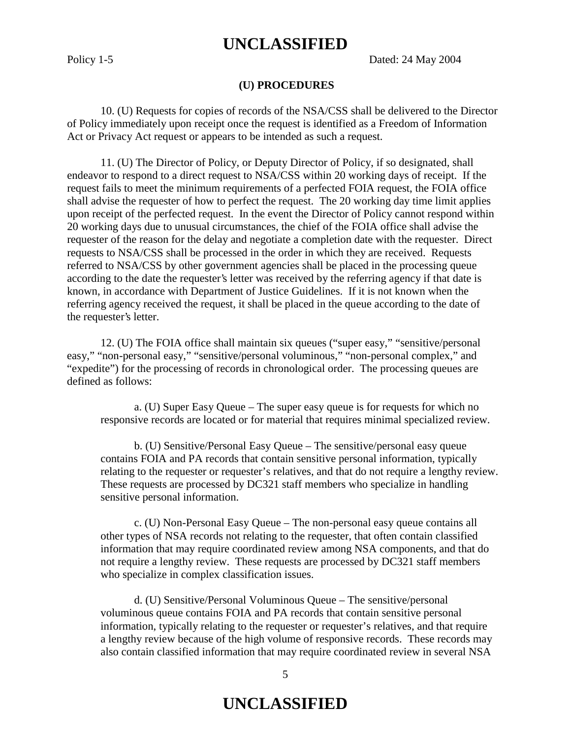**(U) PROCEDURES**

10. (U) Requests for copies of records of the NSA/CSS shall be delivered to the Director of Policy immediately upon receipt once the request is identified as a Freedom of Information Act or Privacy Act request or appears to be intended as such a request.

11. (U) The Director of Policy, or Deputy Director of Policy, if so designated, shall endeavor to respond to a direct request to NSA/CSS within 20 working days of receipt. If the request fails to meet the minimum requirements of a perfected FOIA request, the FOIA office shall advise the requester of how to perfect the request. The 20 working day time limit applies upon receipt of the perfected request. In the event the Director of Policy cannot respond within 20 working days due to unusual circumstances, the chief of the FOIA office shall advise the requester of the reason for the delay and negotiate a completion date with the requester. Direct requests to NSA/CSS shall be processed in the order in which they are received. Requests referred to NSA/CSS by other government agencies shall be placed in the processing queue according to the date the requester's letter was received by the referring agency if that date is known, in accordance with Department of Justice Guidelines. If it is not known when the referring agency received the request, it shall be placed in the queue according to the date of the requester's letter.

12. (U) The FOIA office shall maintain six queues ("super easy," "sensitive/personal easy," "non-personal easy," "sensitive/personal voluminous," "non-personal complex," and "expedite") for the processing of records in chronological order. The processing queues are defined as follows:

a. (U) Super Easy Queue – The super easy queue is for requests for which no responsive records are located or for material that requires minimal specialized review.

b. (U) Sensitive/Personal Easy Queue – The sensitive/personal easy queue contains FOIA and PA records that contain sensitive personal information, typically relating to the requester or requester's relatives, and that do not require a lengthy review. These requests are processed by DC321 staff members who specialize in handling sensitive personal information.

c. (U) Non-Personal Easy Queue – The non-personal easy queue contains all other types of NSA records not relating to the requester, that often contain classified information that may require coordinated review among NSA components, and that do not require a lengthy review. These requests are processed by DC321 staff members who specialize in complex classification issues.

d. (U) Sensitive/Personal Voluminous Queue – The sensitive/personal voluminous queue contains FOIA and PA records that contain sensitive personal information, typically relating to the requester or requester's relatives, and that require a lengthy review because of the high volume of responsive records. These records may also contain classified information that may require coordinated review in several NSA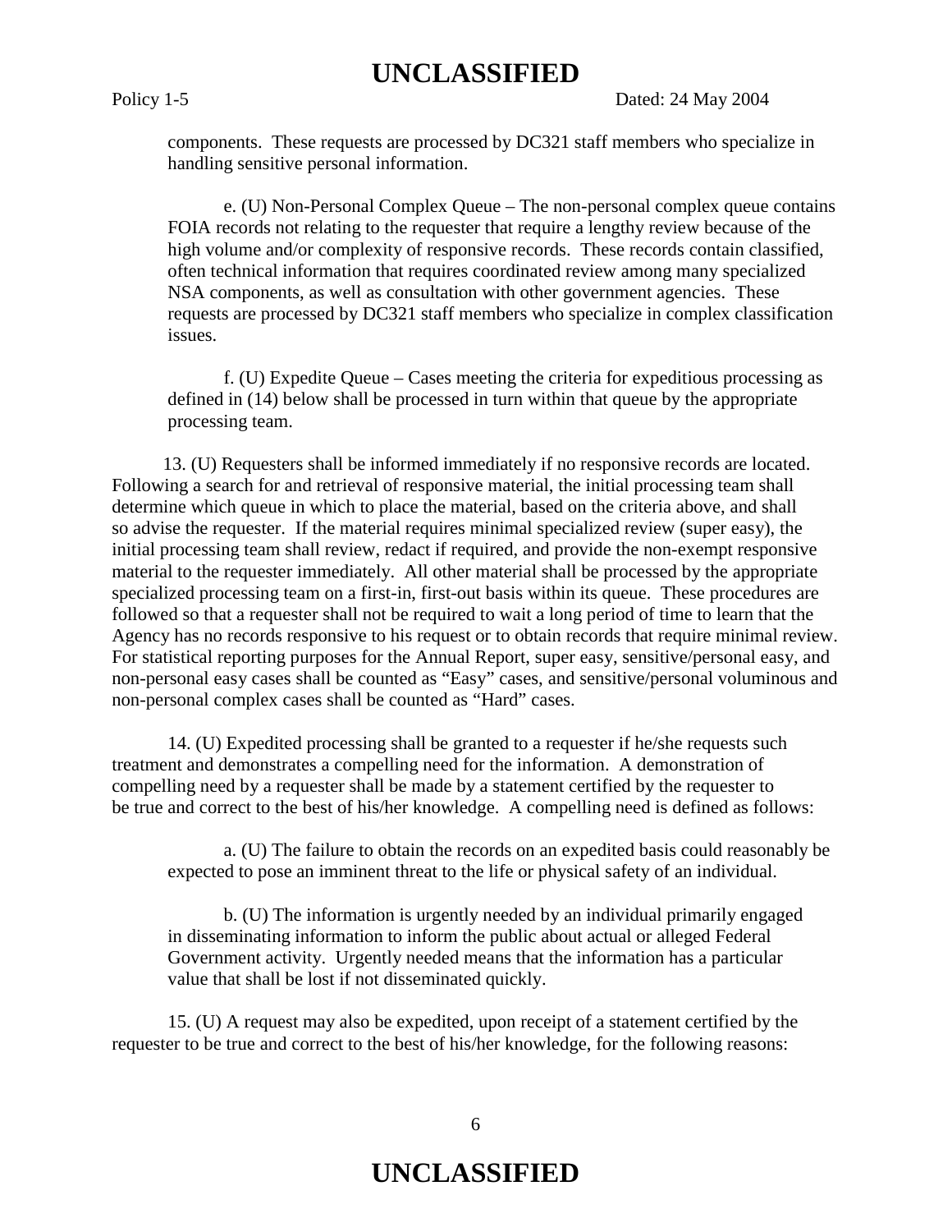components. These requests are processed by DC321 staff members who specialize in handling sensitive personal information.

e. (U) Non-Personal Complex Queue – The non-personal complex queue contains FOIA records not relating to the requester that require a lengthy review because of the high volume and/or complexity of responsive records. These records contain classified, often technical information that requires coordinated review among many specialized NSA components, as well as consultation with other government agencies. These requests are processed by DC321 staff members who specialize in complex classification issues.

f. (U) Expedite Queue – Cases meeting the criteria for expeditious processing as defined in (14) below shall be processed in turn within that queue by the appropriate processing team.

13. (U) Requesters shall be informed immediately if no responsive records are located. Following a search for and retrieval of responsive material, the initial processing team shall determine which queue in which to place the material, based on the criteria above, and shall so advise the requester. If the material requires minimal specialized review (super easy), the initial processing team shall review, redact if required, and provide the non-exempt responsive material to the requester immediately. All other material shall be processed by the appropriate specialized processing team on a first-in, first-out basis within its queue. These procedures are followed so that a requester shall not be required to wait a long period of time to learn that the Agency has no records responsive to his request or to obtain records that require minimal review. For statistical reporting purposes for the Annual Report, super easy, sensitive/personal easy, and non-personal easy cases shall be counted as "Easy" cases, and sensitive/personal voluminous and non-personal complex cases shall be counted as "Hard" cases.

14. (U) Expedited processing shall be granted to a requester if he/she requests such treatment and demonstrates a compelling need for the information. A demonstration of compelling need by a requester shall be made by a statement certified by the requester to be true and correct to the best of his/her knowledge. A compelling need is defined as follows:

a. (U) The failure to obtain the records on an expedited basis could reasonably be expected to pose an imminent threat to the life or physical safety of an individual.

b. (U) The information is urgently needed by an individual primarily engaged in disseminating information to inform the public about actual or alleged Federal Government activity. Urgently needed means that the information has a particular value that shall be lost if not disseminated quickly.

15. (U) A request may also be expedited, upon receipt of a statement certified by the requester to be true and correct to the best of his/her knowledge, for the following reasons: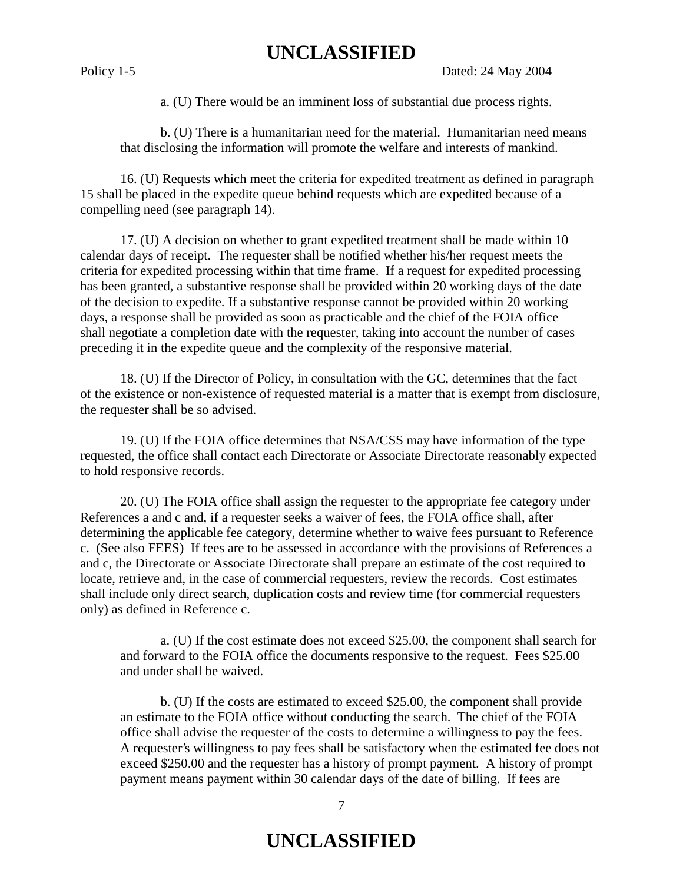a. (U) There would be an imminent loss of substantial due process rights.

b. (U) There is a humanitarian need for the material. Humanitarian need means that disclosing the information will promote the welfare and interests of mankind.

16. (U) Requests which meet the criteria for expedited treatment as defined in paragraph 15 shall be placed in the expedite queue behind requests which are expedited because of a compelling need (see paragraph 14).

17. (U) A decision on whether to grant expedited treatment shall be made within 10 calendar days of receipt. The requester shall be notified whether his/her request meets the criteria for expedited processing within that time frame. If a request for expedited processing has been granted, a substantive response shall be provided within 20 working days of the date of the decision to expedite. If a substantive response cannot be provided within 20 working days, a response shall be provided as soon as practicable and the chief of the FOIA office shall negotiate a completion date with the requester, taking into account the number of cases preceding it in the expedite queue and the complexity of the responsive material.

18. (U) If the Director of Policy, in consultation with the GC, determines that the fact of the existence or non-existence of requested material is a matter that is exempt from disclosure, the requester shall be so advised.

19. (U) If the FOIA office determines that NSA/CSS may have information of the type requested, the office shall contact each Directorate or Associate Directorate reasonably expected to hold responsive records.

20. (U) The FOIA office shall assign the requester to the appropriate fee category under References a and c and, if a requester seeks a waiver of fees, the FOIA office shall, after determining the applicable fee category, determine whether to waive fees pursuant to Reference c. (See also FEES) If fees are to be assessed in accordance with the provisions of References a and c, the Directorate or Associate Directorate shall prepare an estimate of the cost required to locate, retrieve and, in the case of commercial requesters, review the records. Cost estimates shall include only direct search, duplication costs and review time (for commercial requesters only) as defined in Reference c.

a. (U) If the cost estimate does not exceed $25.00, the component shall search for and forward to the FOIA office the documents responsive to the request. Fees $25.00 and under shall be waived.

b. (U) If the costs are estimated to exceed $25.00, the component shall provide an estimate to the FOIA office without conducting the search. The chief of the FOIA office shall advise the requester of the costs to determine a willingness to pay the fees. A requester's willingness to pay fees shall be satisfactory when the estimated fee does not exceed $250.00 and the requester has a history of prompt payment. A history of prompt payment means payment within 30 calendar days of the date of billing. If fees are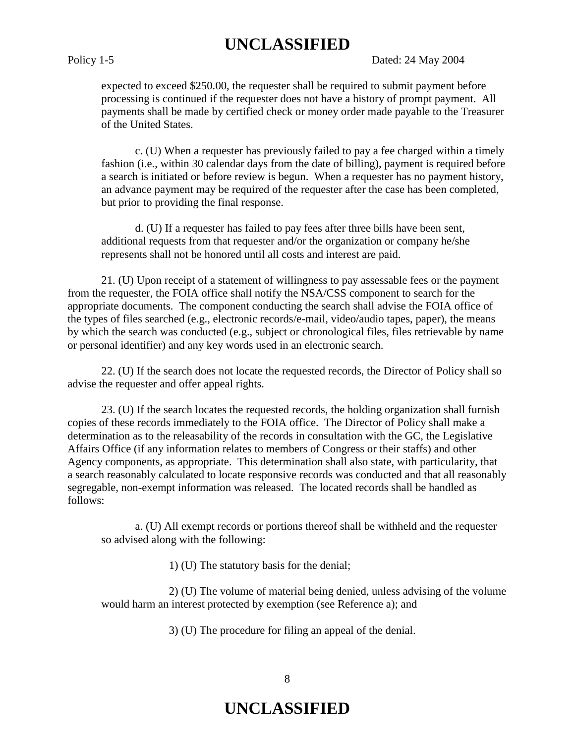expected to exceed $250.00, the requester shall be required to submit payment before processing is continued if the requester does not have a history of prompt payment. All payments shall be made by certified check or money order made payable to the Treasurer of the United States.

c. (U) When a requester has previously failed to pay a fee charged within a timely fashion (i.e., within 30 calendar days from the date of billing), payment is required before a search is initiated or before review is begun. When a requester has no payment history, an advance payment may be required of the requester after the case has been completed, but prior to providing the final response.

d. (U) If a requester has failed to pay fees after three bills have been sent, additional requests from that requester and/or the organization or company he/she represents shall not be honored until all costs and interest are paid.

21. (U) Upon receipt of a statement of willingness to pay assessable fees or the payment from the requester, the FOIA office shall notify the NSA/CSS component to search for the appropriate documents. The component conducting the search shall advise the FOIA office of the types of files searched (e.g., electronic records/e-mail, video/audio tapes, paper), the means by which the search was conducted (e.g., subject or chronological files, files retrievable by name or personal identifier) and any key words used in an electronic search.

22. (U) If the search does not locate the requested records, the Director of Policy shall so advise the requester and offer appeal rights.

23. (U) If the search locates the requested records, the holding organization shall furnish copies of these records immediately to the FOIA office. The Director of Policy shall make a determination as to the releasability of the records in consultation with the GC, the Legislative Affairs Office (if any information relates to members of Congress or their staffs) and other Agency components, as appropriate. This determination shall also state, with particularity, that a search reasonably calculated to locate responsive records was conducted and that all reasonably segregable, non-exempt information was released. The located records shall be handled as follows:

a. (U) All exempt records or portions thereof shall be withheld and the requester so advised along with the following:

1) (U) The statutory basis for the denial;

2) (U) The volume of material being denied, unless advising of the volume would harm an interest protected by exemption (see Reference a); and

3) (U) The procedure for filing an appeal of the denial.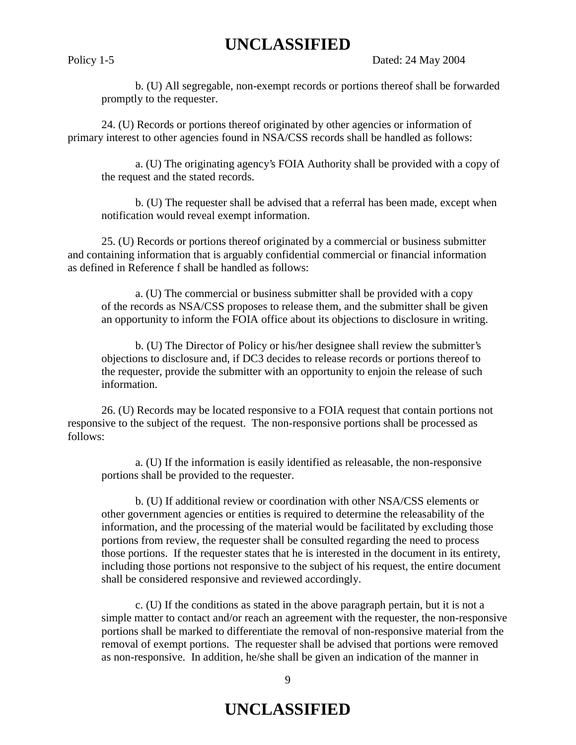b. (U) All segregable, non-exempt records or portions thereof shall be forwarded promptly to the requester.

24. (U) Records or portions thereof originated by other agencies or information of primary interest to other agencies found in NSA/CSS records shall be handled as follows:

a. (U) The originating agency's FOIA Authority shall be provided with a copy of the request and the stated records.

b. (U) The requester shall be advised that a referral has been made, except when notification would reveal exempt information.

25. (U) Records or portions thereof originated by a commercial or business submitter and containing information that is arguably confidential commercial or financial information as defined in Reference f shall be handled as follows:

a. (U) The commercial or business submitter shall be provided with a copy of the records as NSA/CSS proposes to release them, and the submitter shall be given an opportunity to inform the FOIA office about its objections to disclosure in writing.

b. (U) The Director of Policy or his/her designee shall review the submitter's objections to disclosure and, if DC3 decides to release records or portions thereof to the requester, provide the submitter with an opportunity to enjoin the release of such information.

26. (U) Records may be located responsive to a FOIA request that contain portions not responsive to the subject of the request. The non-responsive portions shall be processed as follows:

a. (U) If the information is easily identified as releasable, the non-responsive portions shall be provided to the requester.

b. (U) If additional review or coordination with other NSA/CSS elements or other government agencies or entities is required to determine the releasability of the information, and the processing of the material would be facilitated by excluding those portions from review, the requester shall be consulted regarding the need to process those portions. If the requester states that he is interested in the document in its entirety, including those portions not responsive to the subject of his request, the entire document shall be considered responsive and reviewed accordingly.

c. (U) If the conditions as stated in the above paragraph pertain, but it is not a simple matter to contact and/or reach an agreement with the requester, the non-responsive portions shall be marked to differentiate the removal of non-responsive material from the removal of exempt portions. The requester shall be advised that portions were removed as non-responsive. In addition, he/she shall be given an indication of the manner in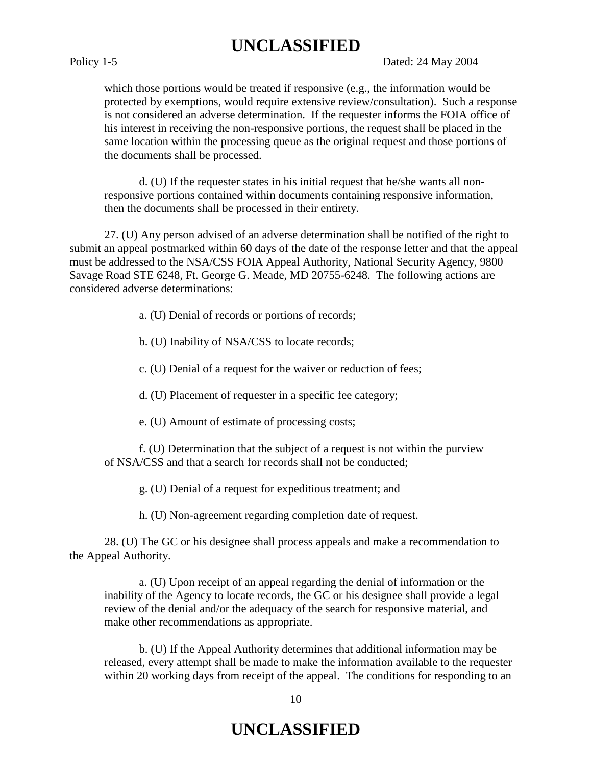which those portions would be treated if responsive (e.g., the information would be protected by exemptions, would require extensive review/consultation). Such a response is not considered an adverse determination. If the requester informs the FOIA office of his interest in receiving the non-responsive portions, the request shall be placed in the same location within the processing queue as the original request and those portions of the documents shall be processed.

d. (U) If the requester states in his initial request that he/she wants all non-responsive portions contained within documents containing responsive information, then the documents shall be processed in their entirety.

27. (U) Any person advised of an adverse determination shall be notified of the right to submit an appeal postmarked within 60 days of the date of the response letter and that the appeal must be addressed to the NSA/CSS FOIA Appeal Authority, National Security Agency, 9800 Savage Road STE 6248, Ft. George G. Meade, MD 20755-6248. The following actions are considered adverse determinations:

a. (U) Denial of records or portions of records;

b. (U) Inability of NSA/CSS to locate records;

c. (U) Denial of a request for the waiver or reduction of fees;

d. (U) Placement of requester in a specific fee category;

e. (U) Amount of estimate of processing costs;

f. (U) Determination that the subject of a request is not within the purview of NSA/CSS and that a search for records shall not be conducted;

g. (U) Denial of a request for expeditious treatment; and

h. (U) Non-agreement regarding completion date of request.

28. (U) The GC or his designee shall process appeals and make a recommendation to the Appeal Authority.

a. (U) Upon receipt of an appeal regarding the denial of information or the inability of the Agency to locate records, the GC or his designee shall provide a legal review of the denial and/or the adequacy of the search for responsive material, and make other recommendations as appropriate.

b. (U) If the Appeal Authority determines that additional information may be released, every attempt shall be made to make the information available to the requester within 20 working days from receipt of the appeal. The conditions for responding to an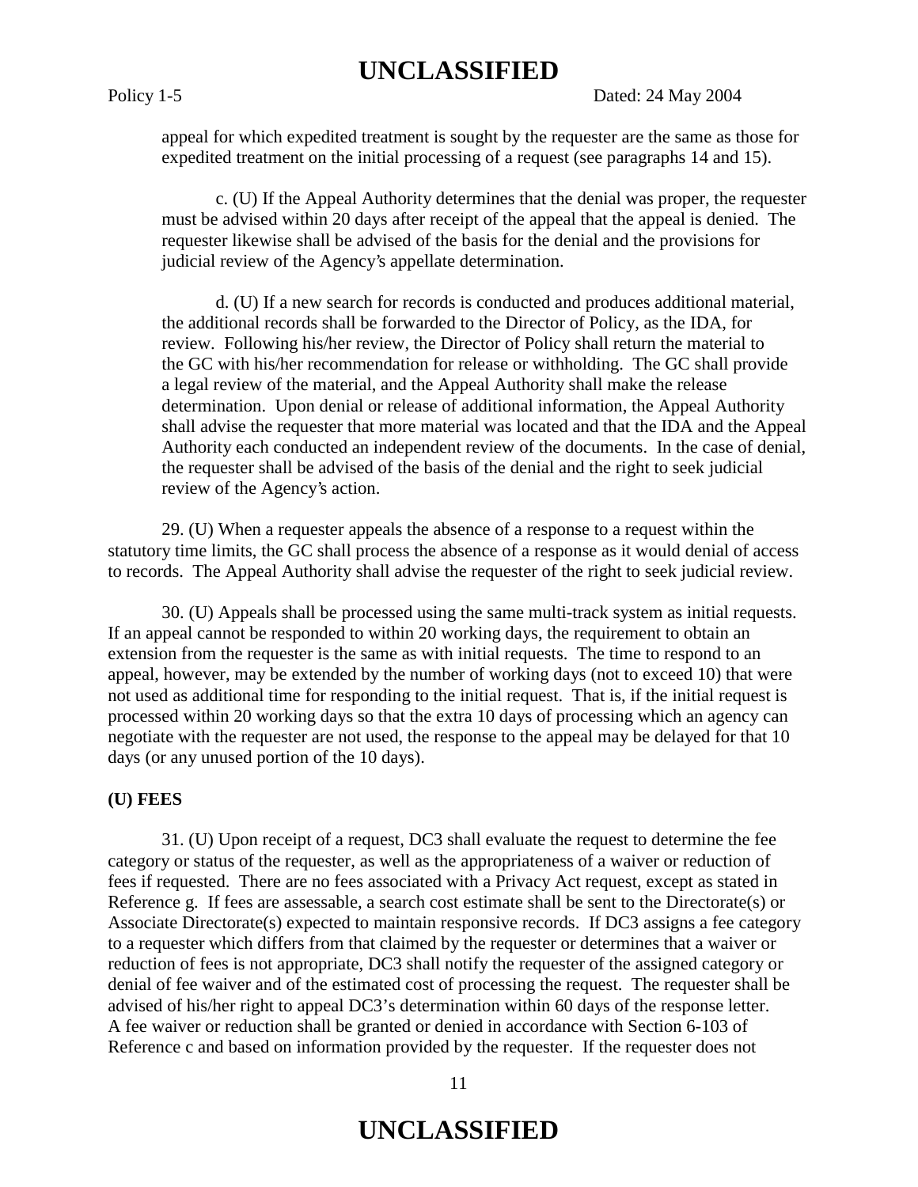appeal for which expedited treatment is sought by the requester are the same as those for expedited treatment on the initial processing of a request (see paragraphs 14 and 15).

c. (U) If the Appeal Authority determines that the denial was proper, the requester must be advised within 20 days after receipt of the appeal that the appeal is denied. The requester likewise shall be advised of the basis for the denial and the provisions for judicial review of the Agency's appellate determination.

d. (U) If a new search for records is conducted and produces additional material, the additional records shall be forwarded to the Director of Policy, as the IDA, for review. Following his/her review, the Director of Policy shall return the material to the GC with his/her recommendation for release or withholding. The GC shall provide a legal review of the material, and the Appeal Authority shall make the release determination. Upon denial or release of additional information, the Appeal Authority shall advise the requester that more material was located and that the IDA and the Appeal Authority each conducted an independent review of the documents. In the case of denial, the requester shall be advised of the basis of the denial and the right to seek judicial review of the Agency's action.

29. (U) When a requester appeals the absence of a response to a request within the statutory time limits, the GC shall process the absence of a response as it would denial of access to records. The Appeal Authority shall advise the requester of the right to seek judicial review.

30. (U) Appeals shall be processed using the same multi-track system as initial requests. If an appeal cannot be responded to within 20 working days, the requirement to obtain an extension from the requester is the same as with initial requests. The time to respond to an appeal, however, may be extended by the number of working days (not to exceed 10) that were not used as additional time for responding to the initial request. That is, if the initial request is processed within 20 working days so that the extra 10 days of processing which an agency can negotiate with the requester are not used, the response to the appeal may be delayed for that 10 days (or any unused portion of the 10 days).

**(U) FEES**

31. (U) Upon receipt of a request, DC3 shall evaluate the request to determine the fee category or status of the requester, as well as the appropriateness of a waiver or reduction of fees if requested. There are no fees associated with a Privacy Act request, except as stated in Reference g. If fees are assessable, a search cost estimate shall be sent to the Directorate(s) or Associate Directorate(s) expected to maintain responsive records. If DC3 assigns a fee category to a requester which differs from that claimed by the requester or determines that a waiver or reduction of fees is not appropriate, DC3 shall notify the requester of the assigned category or denial of fee waiver and of the estimated cost of processing the request. The requester shall be advised of his/her right to appeal DC3's determination within 60 days of the response letter. A fee waiver or reduction shall be granted or denied in accordance with Section 6-103 of Reference c and based on information provided by the requester. If the requester does not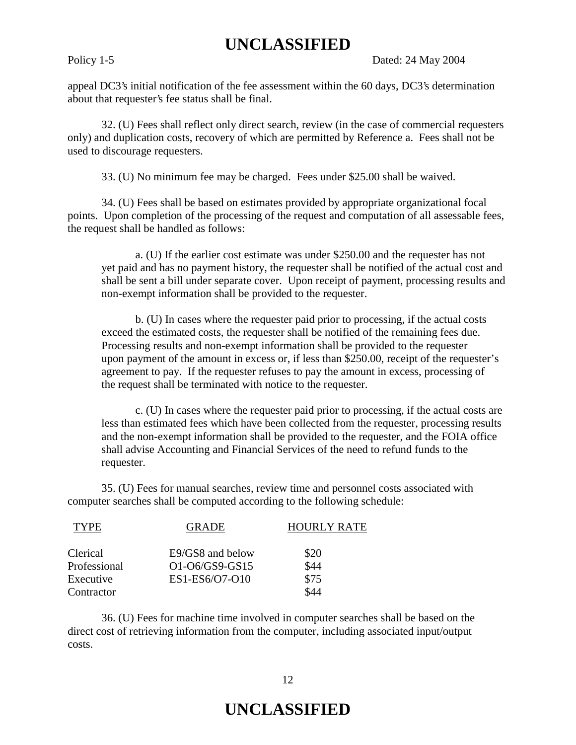appeal DC3's initial notification of the fee assessment within the 60 days, DC3's determination about that requester's fee status shall be final.

32. (U) Fees shall reflect only direct search, review (in the case of commercial requesters only) and duplication costs, recovery of which are permitted by Reference a. Fees shall not be used to discourage requesters.

33. (U) No minimum fee may be charged. Fees under $25.00 shall be waived.

34. (U) Fees shall be based on estimates provided by appropriate organizational focal points. Upon completion of the processing of the request and computation of all assessable fees, the request shall be handled as follows:

a. (U) If the earlier cost estimate was under $250.00 and the requester has not yet paid and has no payment history, the requester shall be notified of the actual cost and shall be sent a bill under separate cover. Upon receipt of payment, processing results and non-exempt information shall be provided to the requester.

b. (U) In cases where the requester paid prior to processing, if the actual costs exceed the estimated costs, the requester shall be notified of the remaining fees due. Processing results and non-exempt information shall be provided to the requester upon payment of the amount in excess or, if less than $250.00, receipt of the requester's agreement to pay. If the requester refuses to pay the amount in excess, processing of the request shall be terminated with notice to the requester.

c. (U) In cases where the requester paid prior to processing, if the actual costs are less than estimated fees which have been collected from the requester, processing results and the non-exempt information shall be provided to the requester, and the FOIA office shall advise Accounting and Financial Services of the need to refund funds to the requester.

35. (U) Fees for manual searches, review time and personnel costs associated with computer searches shall be computed according to the following schedule:

| TYPE | GRADE | HOURLY RATE |
|---|---|---|
| Clerical | E9/GS8 and below | $20 |
| Professional | O1-O6/GS9-GS15 | $44 |
| Executive | ES1-ES6/O7-O10 | $75 |
| Contractor | | $44 |

36. (U) Fees for machine time involved in computer searches shall be based on the direct cost of retrieving information from the computer, including associated input/output costs.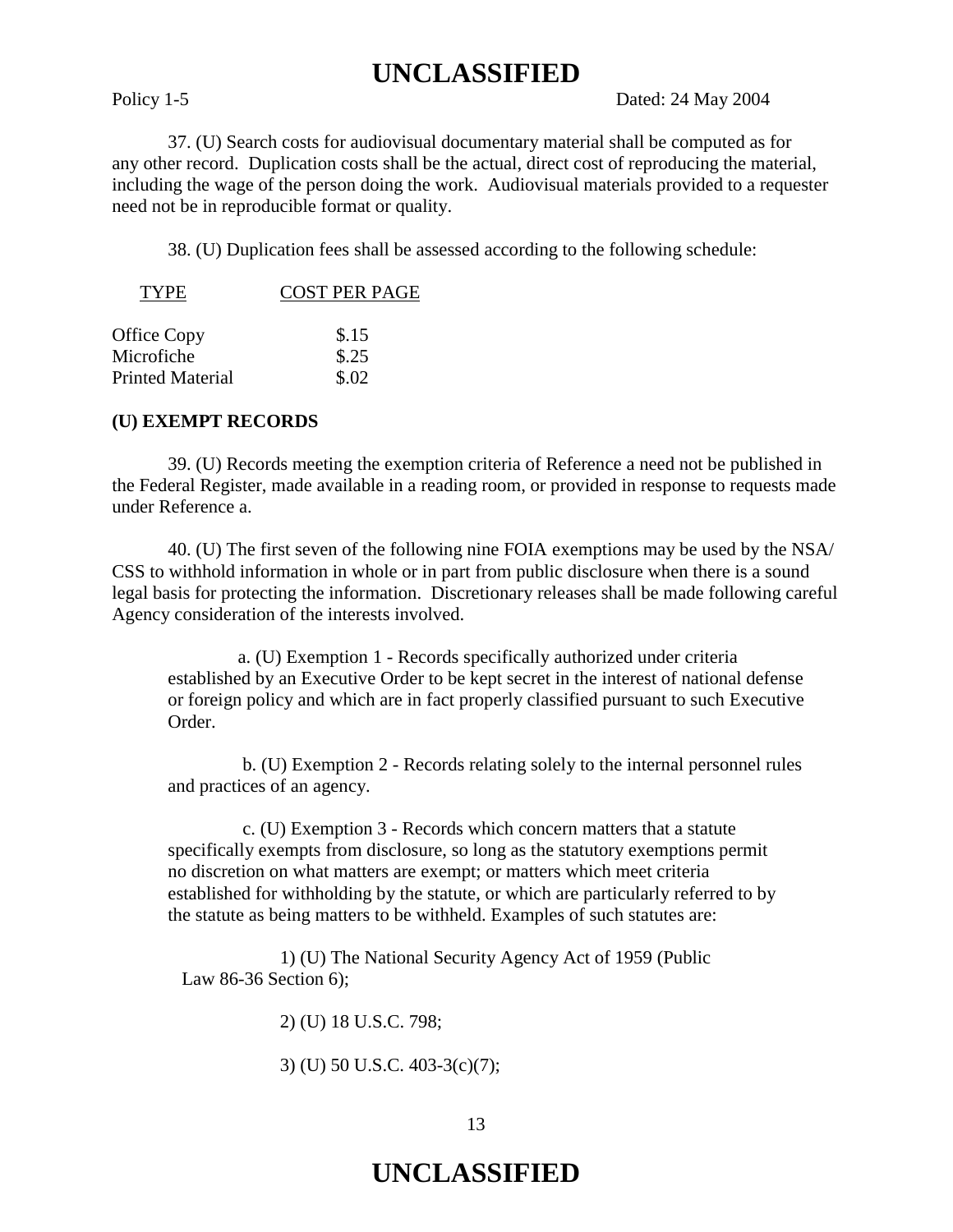37. (U) Search costs for audiovisual documentary material shall be computed as for any other record. Duplication costs shall be the actual, direct cost of reproducing the material, including the wage of the person doing the work. Audiovisual materials provided to a requester need not be in reproducible format or quality.

38. (U) Duplication fees shall be assessed according to the following schedule:

| TYPE | COST PER PAGE |
|---|---|
| Office Copy | \$.15 |
| Microfiche | \$.25 |
| Printed Material | \$.02 |

**(U) EXEMPT RECORDS**

39. (U) Records meeting the exemption criteria of Reference a need not be published in the Federal Register, made available in a reading room, or provided in response to requests made under Reference a.

40. (U) The first seven of the following nine FOIA exemptions may be used by the NSA/CSS to withhold information in whole or in part from public disclosure when there is a sound legal basis for protecting the information. Discretionary releases shall be made following careful Agency consideration of the interests involved.

a. (U) Exemption 1 - Records specifically authorized under criteria established by an Executive Order to be kept secret in the interest of national defense or foreign policy and which are in fact properly classified pursuant to such Executive Order.

b. (U) Exemption 2 - Records relating solely to the internal personnel rules and practices of an agency.

c. (U) Exemption 3 - Records which concern matters that a statute specifically exempts from disclosure, so long as the statutory exemptions permit no discretion on what matters are exempt; or matters which meet criteria established for withholding by the statute, or which are particularly referred to by the statute as being matters to be withheld. Examples of such statutes are:

1) (U) The National Security Agency Act of 1959 (Public Law 86-36 Section 6);

2) (U) 18 U.S.C. 798;

3) (U) 50 U.S.C. 403-3(c)(7);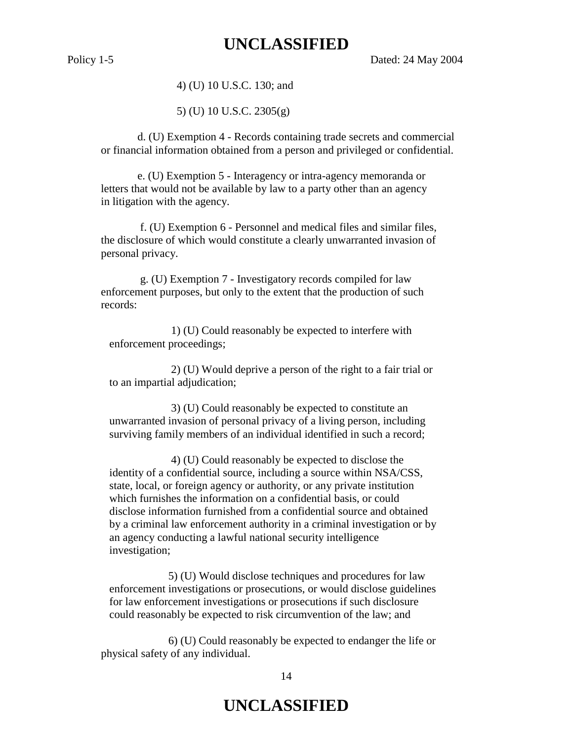4) (U) 10 U.S.C. 130; and

5) (U) 10 U.S.C. 2305(g)

d. (U) Exemption 4 - Records containing trade secrets and commercial or financial information obtained from a person and privileged or confidential.

e. (U) Exemption 5 - Interagency or intra-agency memoranda or letters that would not be available by law to a party other than an agency in litigation with the agency.

f. (U) Exemption 6 - Personnel and medical files and similar files, the disclosure of which would constitute a clearly unwarranted invasion of personal privacy.

g. (U) Exemption 7 - Investigatory records compiled for law enforcement purposes, but only to the extent that the production of such records:

1) (U) Could reasonably be expected to interfere with enforcement proceedings;

2) (U) Would deprive a person of the right to a fair trial or to an impartial adjudication;

3) (U) Could reasonably be expected to constitute an unwarranted invasion of personal privacy of a living person, including surviving family members of an individual identified in such a record;

4) (U) Could reasonably be expected to disclose the identity of a confidential source, including a source within NSA/CSS, state, local, or foreign agency or authority, or any private institution which furnishes the information on a confidential basis, or could disclose information furnished from a confidential source and obtained by a criminal law enforcement authority in a criminal investigation or by an agency conducting a lawful national security intelligence investigation;

5) (U) Would disclose techniques and procedures for law enforcement investigations or prosecutions, or would disclose guidelines for law enforcement investigations or prosecutions if such disclosure could reasonably be expected to risk circumvention of the law; and

6) (U) Could reasonably be expected to endanger the life or physical safety of any individual.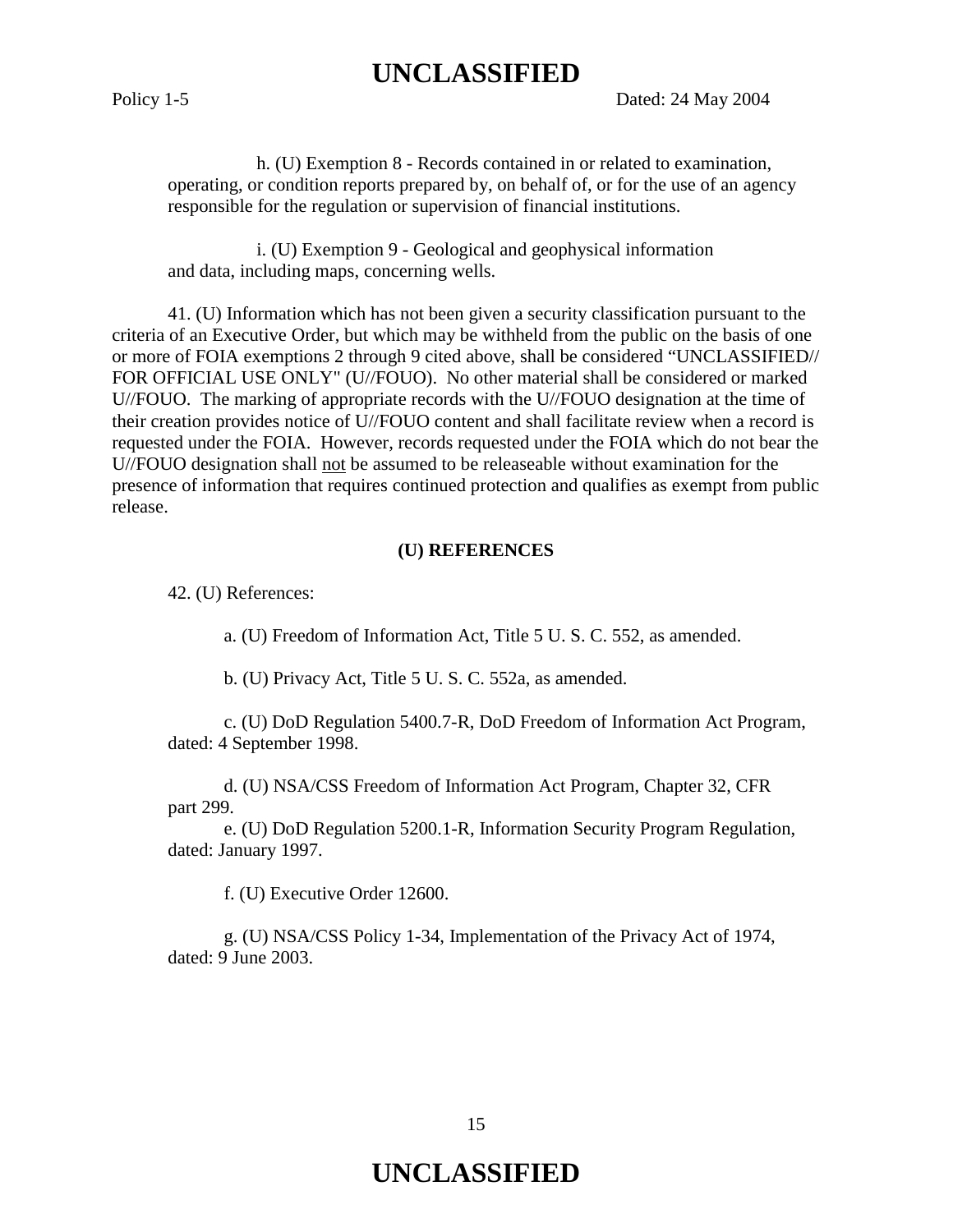h. (U) Exemption 8 - Records contained in or related to examination, operating, or condition reports prepared by, on behalf of, or for the use of an agency responsible for the regulation or supervision of financial institutions.

i. (U) Exemption 9 - Geological and geophysical information and data, including maps, concerning wells.

41. (U) Information which has not been given a security classification pursuant to the criteria of an Executive Order, but which may be withheld from the public on the basis of one or more of FOIA exemptions 2 through 9 cited above, shall be considered "UNCLASSIFIED// FOR OFFICIAL USE ONLY" (U//FOUO). No other material shall be considered or marked U//FOUO. The marking of appropriate records with the U//FOUO designation at the time of their creation provides notice of U//FOUO content and shall facilitate review when a record is requested under the FOIA. However, records requested under the FOIA which do not bear the U//FOUO designation shall <u>not</u> be assumed to be releaseable without examination for the presence of information that requires continued protection and qualifies as exempt from public release.

**(U) REFERENCES**

42. (U) References:

a. (U) Freedom of Information Act, Title 5 U. S. C. 552, as amended.

b. (U) Privacy Act, Title 5 U. S. C. 552a, as amended.

c. (U) DoD Regulation 5400.7-R, DoD Freedom of Information Act Program, dated: 4 September 1998.

d. (U) NSA/CSS Freedom of Information Act Program, Chapter 32, CFR part 299.

e. (U) DoD Regulation 5200.1-R, Information Security Program Regulation, dated: January 1997.

f. (U) Executive Order 12600.

g. (U) NSA/CSS Policy 1-34, Implementation of the Privacy Act of 1974, dated: 9 June 2003.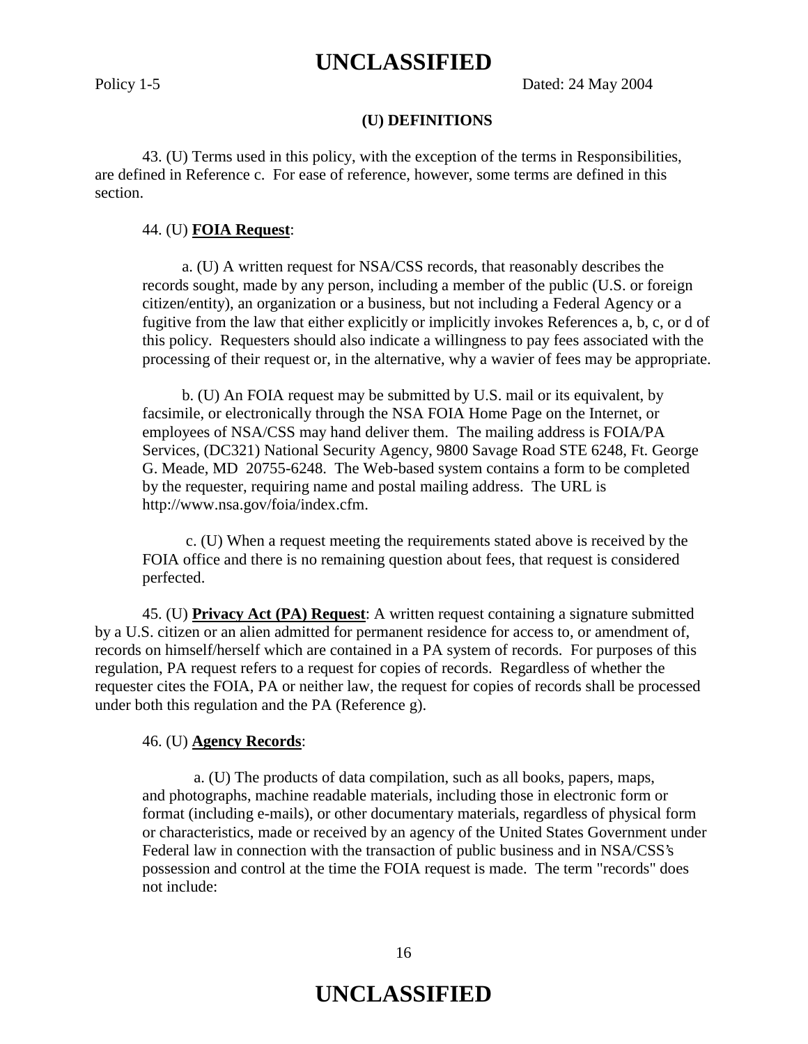## (U) DEFINITIONS

43. (U) Terms used in this policy, with the exception of the terms in Responsibilities, are defined in Reference c. For ease of reference, however, some terms are defined in this section.

44. (U) **FOIA Request**:

a. (U) A written request for NSA/CSS records, that reasonably describes the records sought, made by any person, including a member of the public (U.S. or foreign citizen/entity), an organization or a business, but not including a Federal Agency or a fugitive from the law that either explicitly or implicitly invokes References a, b, c, or d of this policy. Requesters should also indicate a willingness to pay fees associated with the processing of their request or, in the alternative, why a wavier of fees may be appropriate.

b. (U) An FOIA request may be submitted by U.S. mail or its equivalent, by facsimile, or electronically through the NSA FOIA Home Page on the Internet, or employees of NSA/CSS may hand deliver them. The mailing address is FOIA/PA Services, (DC321) National Security Agency, 9800 Savage Road STE 6248, Ft. George G. Meade, MD 20755-6248. The Web-based system contains a form to be completed by the requester, requiring name and postal mailing address. The URL is http://www.nsa.gov/foia/index.cfm.

c. (U) When a request meeting the requirements stated above is received by the FOIA office and there is no remaining question about fees, that request is considered perfected.

45. (U) **Privacy Act (PA) Request**: A written request containing a signature submitted by a U.S. citizen or an alien admitted for permanent residence for access to, or amendment of, records on himself/herself which are contained in a PA system of records. For purposes of this regulation, PA request refers to a request for copies of records. Regardless of whether the requester cites the FOIA, PA or neither law, the request for copies of records shall be processed under both this regulation and the PA (Reference g).

46. (U) **Agency Records**:

a. (U) The products of data compilation, such as all books, papers, maps, and photographs, machine readable materials, including those in electronic form or format (including e-mails), or other documentary materials, regardless of physical form or characteristics, made or received by an agency of the United States Government under Federal law in connection with the transaction of public business and in NSA/CSS's possession and control at the time the FOIA request is made. The term "records" does not include: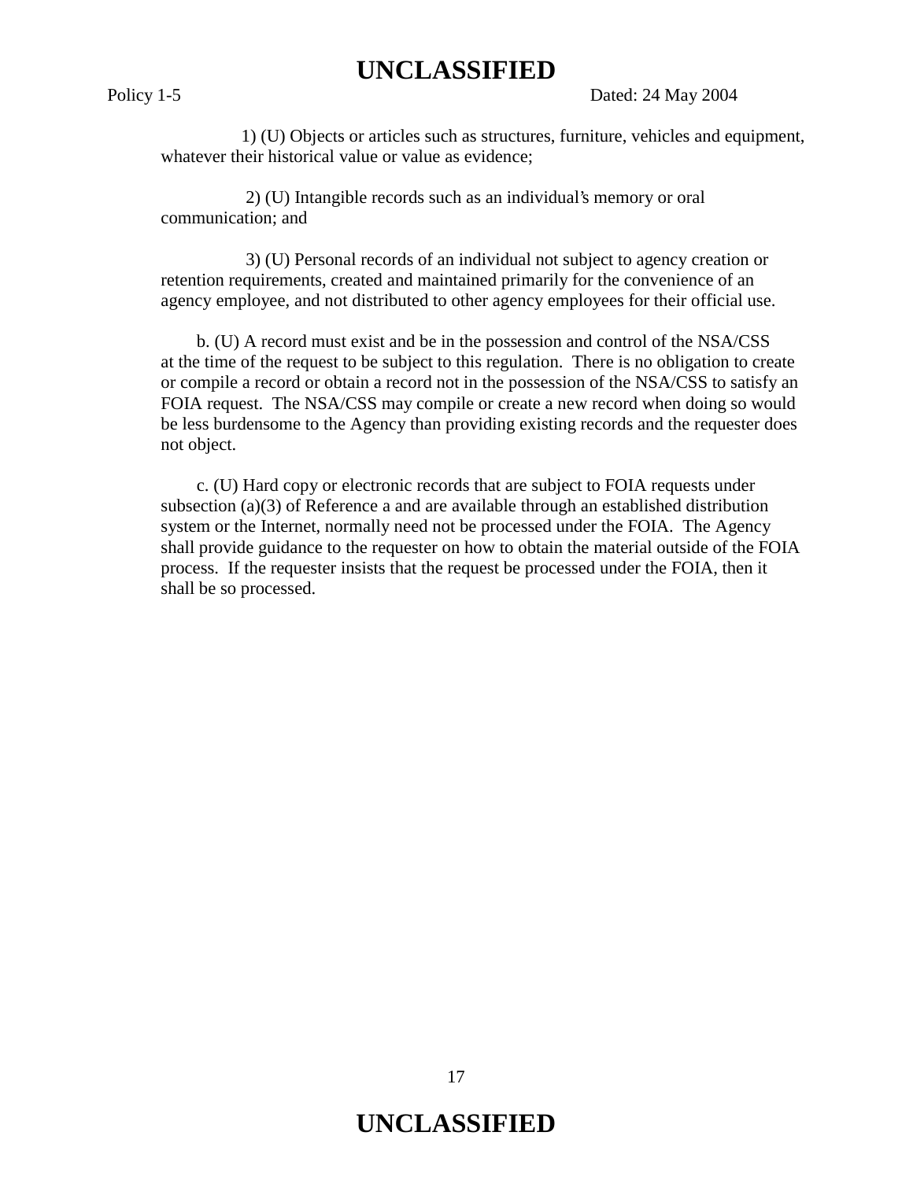1) (U) Objects or articles such as structures, furniture, vehicles and equipment, whatever their historical value or value as evidence;

2) (U) Intangible records such as an individual's memory or oral communication; and

3) (U) Personal records of an individual not subject to agency creation or retention requirements, created and maintained primarily for the convenience of an agency employee, and not distributed to other agency employees for their official use.

b. (U) A record must exist and be in the possession and control of the NSA/CSS at the time of the request to be subject to this regulation. There is no obligation to create or compile a record or obtain a record not in the possession of the NSA/CSS to satisfy an FOIA request. The NSA/CSS may compile or create a new record when doing so would be less burdensome to the Agency than providing existing records and the requester does not object.

c. (U) Hard copy or electronic records that are subject to FOIA requests under subsection (a)(3) of Reference a and are available through an established distribution system or the Internet, normally need not be processed under the FOIA. The Agency shall provide guidance to the requester on how to obtain the material outside of the FOIA process. If the requester insists that the request be processed under the FOIA, then it shall be so processed.